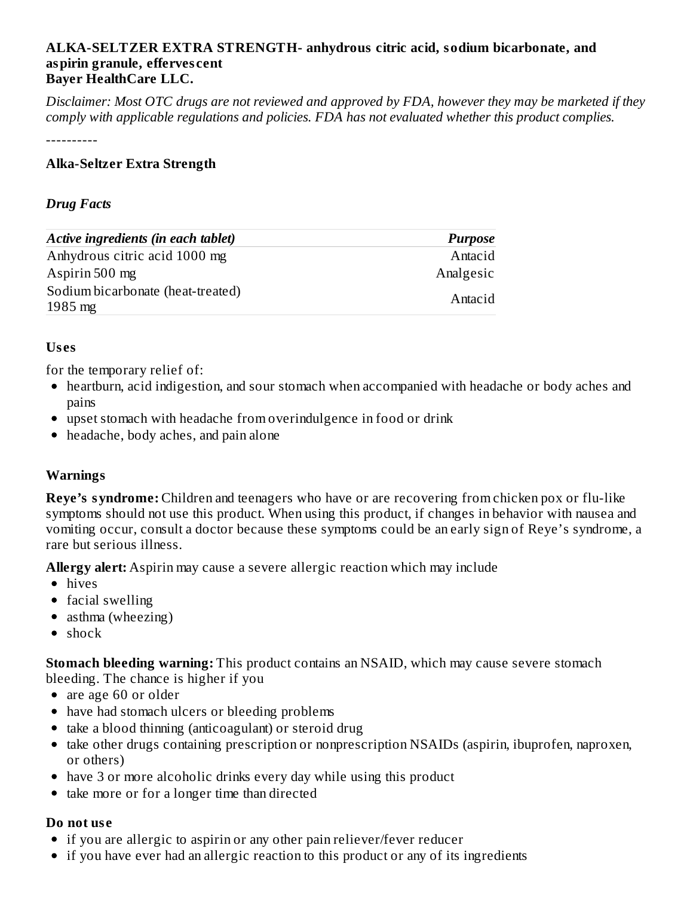**ALKA-SELTZER EXTRA STRENGTH- anhydrous citric acid, sodium bicarbonate, and aspirin granule, effervescent**
**Bayer HealthCare LLC.**

*Disclaimer: Most OTC drugs are not reviewed and approved by FDA, however they may be marketed if they comply with applicable regulations and policies. FDA has not evaluated whether this product complies.*

----------

**Alka-Seltzer Extra Strength**

***Drug Facts***

| *Active ingredients (in each tablet)* | *Purpose* |
| --- | --- |
| Anhydrous citric acid 1000 mg | Antacid |
| Aspirin 500 mg | Analgesic |
| Sodium bicarbonate (heat-treated) 1985 mg | Antacid |

**Uses**

for the temporary relief of:

- heartburn, acid indigestion, and sour stomach when accompanied with headache or body aches and pains
- upset stomach with headache from overindulgence in food or drink
- headache, body aches, and pain alone

**Warnings**

**Reye's syndrome:** Children and teenagers who have or are recovering from chicken pox or flu-like symptoms should not use this product. When using this product, if changes in behavior with nausea and vomiting occur, consult a doctor because these symptoms could be an early sign of Reye's syndrome, a rare but serious illness.

**Allergy alert:** Aspirin may cause a severe allergic reaction which may include

- hives
- facial swelling
- asthma (wheezing)
- shock

**Stomach bleeding warning:** This product contains an NSAID, which may cause severe stomach bleeding. The chance is higher if you

- are age 60 or older
- have had stomach ulcers or bleeding problems
- take a blood thinning (anticoagulant) or steroid drug
- take other drugs containing prescription or nonprescription NSAIDs (aspirin, ibuprofen, naproxen, or others)
- have 3 or more alcoholic drinks every day while using this product
- take more or for a longer time than directed

**Do not use**

- if you are allergic to aspirin or any other pain reliever/fever reducer
- if you have ever had an allergic reaction to this product or any of its ingredients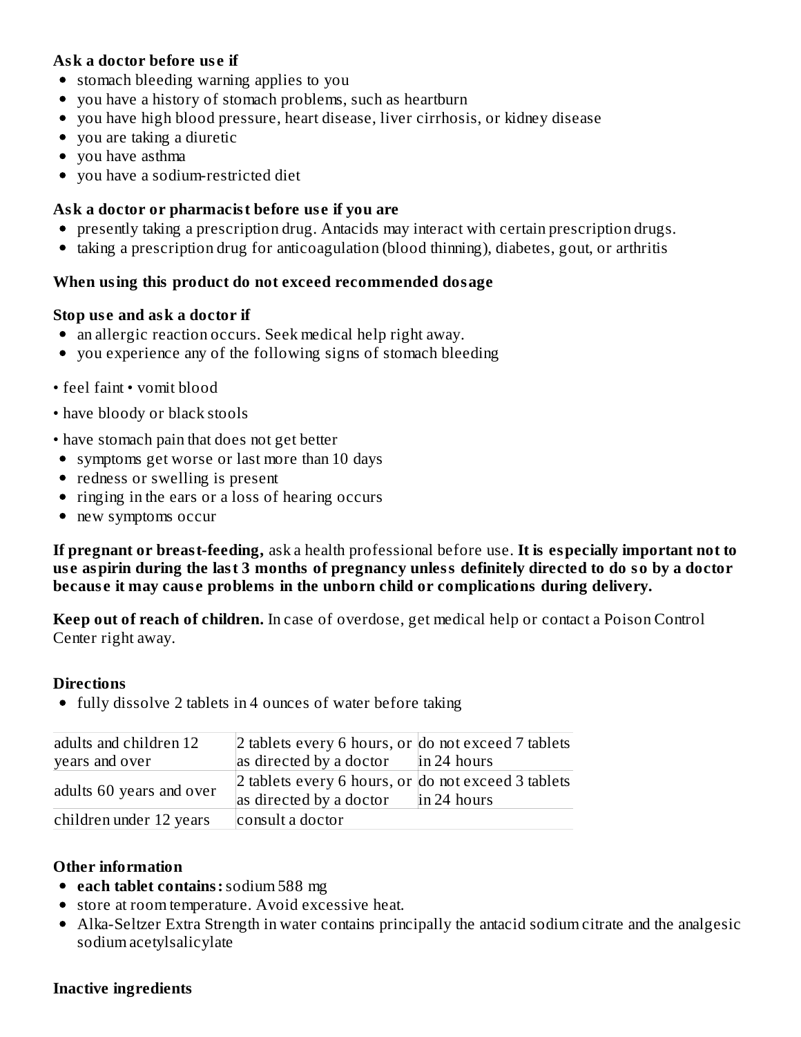**Ask a doctor before use if**

- stomach bleeding warning applies to you
- you have a history of stomach problems, such as heartburn
- you have high blood pressure, heart disease, liver cirrhosis, or kidney disease
- you are taking a diuretic
- you have asthma
- you have a sodium-restricted diet

**Ask a doctor or pharmacist before use if you are**

- presently taking a prescription drug. Antacids may interact with certain prescription drugs.
- taking a prescription drug for anticoagulation (blood thinning), diabetes, gout, or arthritis

**When using this product do not exceed recommended dosage**

**Stop use and ask a doctor if**

- an allergic reaction occurs. Seek medical help right away.
- you experience any of the following signs of stomach bleeding

• feel faint • vomit blood

• have bloody or black stools

• have stomach pain that does not get better

- symptoms get worse or last more than 10 days
- redness or swelling is present
- ringing in the ears or a loss of hearing occurs
- new symptoms occur

**If pregnant or breast-feeding,** ask a health professional before use. **It is especially important not to use aspirin during the last 3 months of pregnancy unless definitely directed to do so by a doctor because it may cause problems in the unborn child or complications during delivery.**

**Keep out of reach of children.** In case of overdose, get medical help or contact a Poison Control Center right away.

**Directions**

- fully dissolve 2 tablets in 4 ounces of water before taking

| | | |
|---|---|---|
| adults and children 12 years and over | 2 tablets every 6 hours, or as directed by a doctor | do not exceed 7 tablets in 24 hours |
| adults 60 years and over | 2 tablets every 6 hours, or as directed by a doctor | do not exceed 3 tablets in 24 hours |
| children under 12 years | consult a doctor | |

**Other information**

- **each tablet contains:** sodium 588 mg
- store at room temperature. Avoid excessive heat.
- Alka-Seltzer Extra Strength in water contains principally the antacid sodium citrate and the analgesic sodium acetylsalicylate

**Inactive ingredients**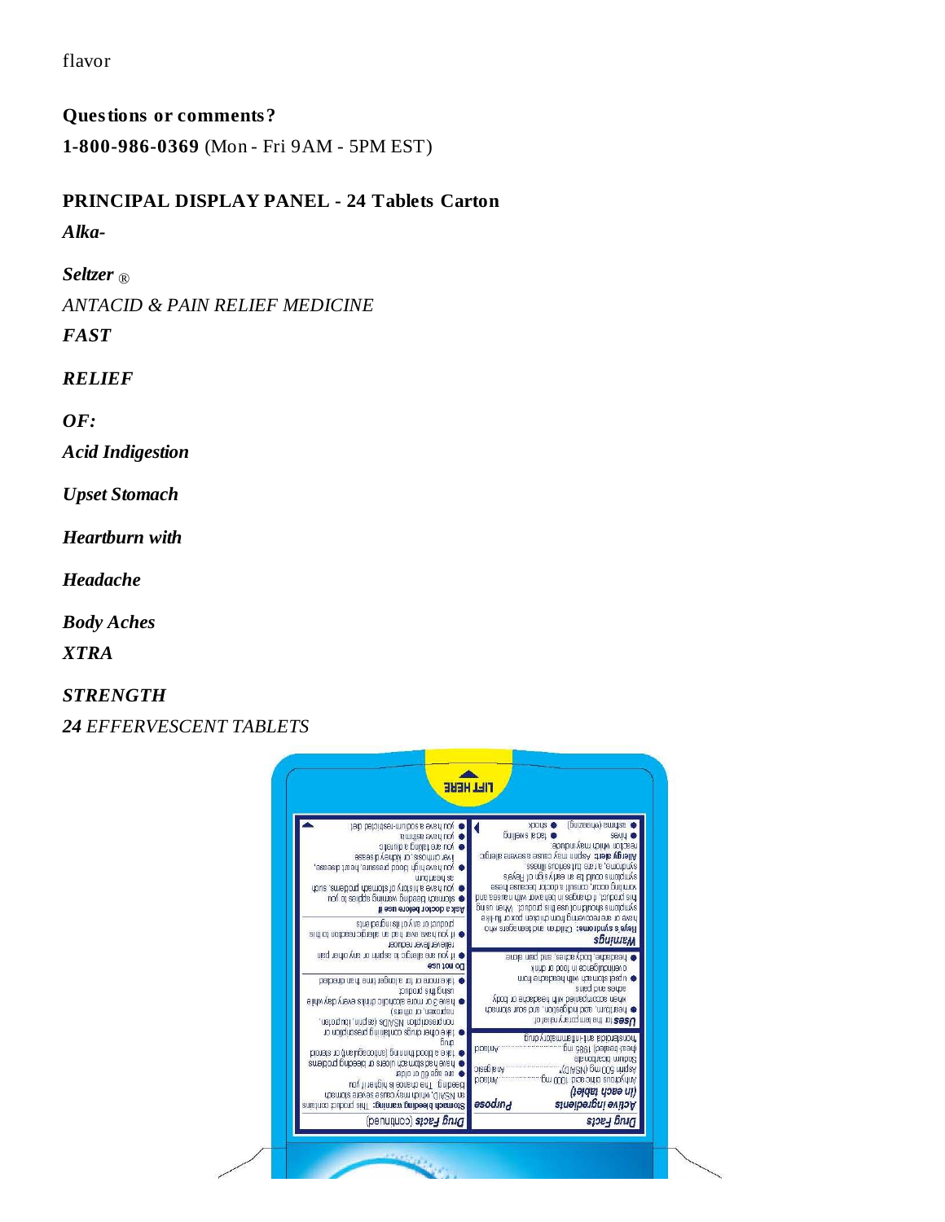flavor

**Questions or comments?**

**1-800-986-0369** (Mon - Fri 9AM - 5PM EST)

**PRINCIPAL DISPLAY PANEL - 24 Tablets Carton**

***Alka-***

***Seltzer*** ®

*ANTACID & PAIN RELIEF MEDICINE*

***FAST***

***RELIEF***

***OF:***

***Acid Indigestion***

***Upset Stomach***

***Heartburn with***

***Headache***

***Body Aches***

***XTRA***

***STRENGTH***

***24*** *EFFERVESCENT TABLETS*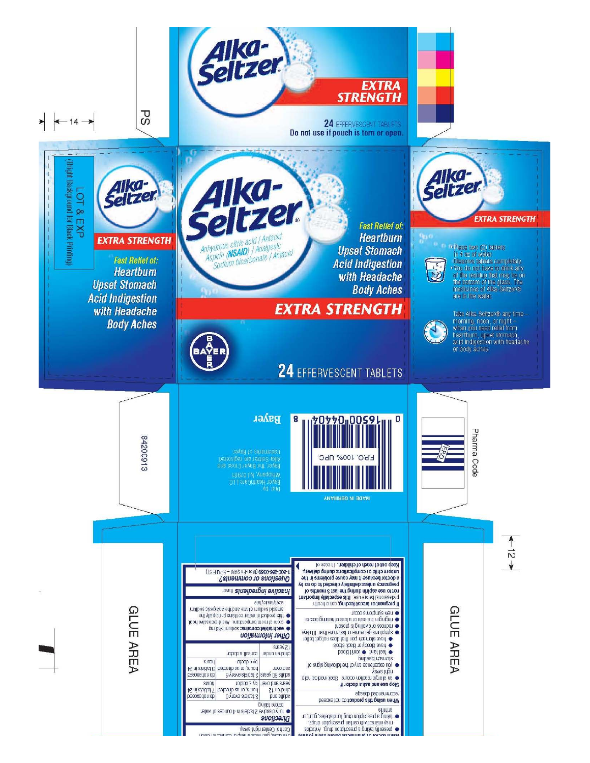PS

# Alka-Seltzer

## EXTRA STRENGTH

24 EFFERVESCENT TABLETS

**Do not use if pouch is torn or open.**

---

LOT & EXP
(Bright Background for Black Printing)

Alka-Seltzer

EXTRA STRENGTH

*Fast Relief of:*
Heartburn
Upset Stomach
Acid Indigestion
with Headache
Body Aches

---

# Alka-Seltzer

*Anhydrous citric acid / Antacid*
*Aspirin (**NSAID**) / Analgesic*
*Sodium bicarbonate / Antacid*

*Fast Relief of:*
Heartburn
Upset Stomach
Acid Indigestion
with Headache
Body Aches

## EXTRA STRENGTH

BAYER

24 EFFERVESCENT TABLETS

---

Alka-Seltzer

EXTRA STRENGTH

- Place two (2) tablets in 4 oz of water. Dissolve tablets completely.
- You do not have to drink any of the residue that may be on the bottom of the glass. The medicines of Alka-Seltzer® are in the water.

Take Alka-Seltzer® any time – morning, noon, or night – when you need relief from heartburn, upset stomach, acid indigestion with headache or body aches.

---

Bayer

Dist. by:
Bayer HealthCare LLC
Whippany, NJ 07981
Bayer, the Bayer Cross and Alka-Seltzer are registered trademarks of Bayer.

0 16500 04404 8

F.P.O. 100% UPC

MADE IN GERMANY

Pharma Code

FPO

84200913

14

12

GLUE AREA

GLUE AREA

---

**Ask a doctor or pharmacist before use if you are**
- presently taking a prescription drug. Antacids may interact with certain prescription drugs
- taking a prescription drug for diabetes, gout, or arthritis

**When using this product** do not exceed recommended dosage

**Stop use and ask a doctor if**
- an allergic reaction occurs. Seek medical help right away
- you experience any of the following signs of stomach bleeding:
  - feel faint
  - vomit blood
  - have bloody or black stools
  - have stomach pain that does not get better
- symptoms get worse or last more than 10 days
- redness or swelling is present
- ringing in the ears or a loss of hearing occurs
- new symptoms occur

**If pregnant or breast-feeding,** ask a health professional before use. **It is especially important not to use aspirin during the last 3 months of pregnancy unless definitely directed to do so by a doctor because it may cause problems in the unborn child or complications during delivery.**

**Keep out of reach of children.** In case of overdose, get medical help or contact a Poison Control Center right away

***Directions***
- fully dissolve 2 tablets in 4 ounces of water before taking

| | | |
|---|---|---|
| adults and children 12 years and over | 2 tablets every 6 hours, or as directed by a doctor | do not exceed 7 tablets in 24 hours |
| adults 60 years and over | 2 tablets every 6 hours, or as directed by a doctor | do not exceed 4 tablets in 24 hours |
| children under 12 years | consult a doctor | |

***Other information***
- each tablet contains: sodium 588 mg
- store at room temperature. Avoid excessive heat.
- this product in water contains principally the antacid sodium citrate and the analgesic sodium acetylsalicylate

***Inactive ingredients*** flavor

***Questions or comments?***
1-800-986-0369 (Mon-Fri 9AM – 5PM EST)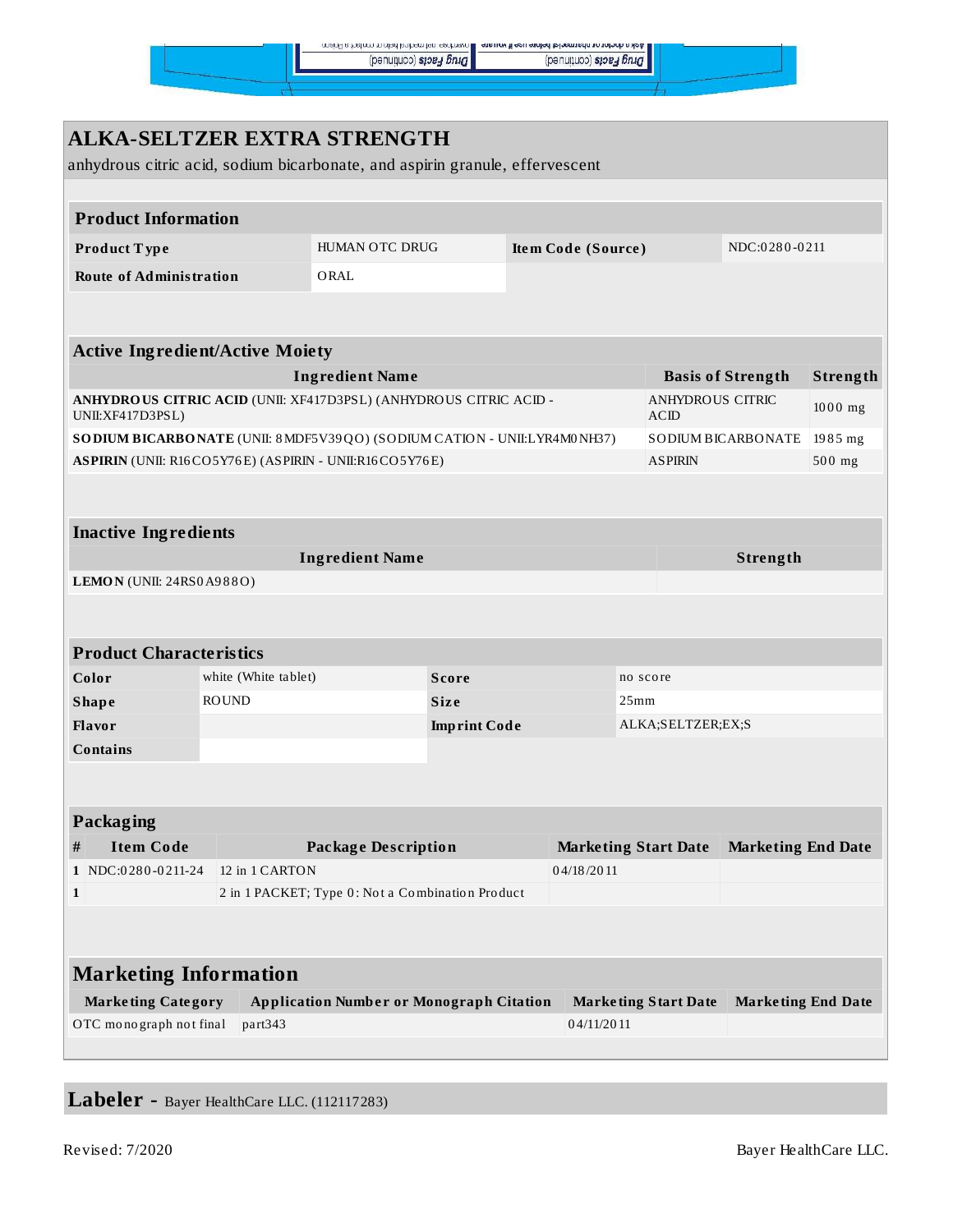# ALKA-SELTZER EXTRA STRENGTH

anhydrous citric acid, sodium bicarbonate, and aspirin granule, effervescent

## Product Information

| | | | |
|---|---|---|---|
| **Product Type** | HUMAN OTC DRUG | **Item Code (Source)** | NDC:0280-0211 |
| **Route of Administration** | ORAL | | |

## Active Ingredient/Active Moiety

| Ingredient Name | Basis of Strength | Strength |
|---|---|---|
| **ANHYDROUS CITRIC ACID** (UNII: XF417D3PSL) (ANHYDROUS CITRIC ACID - UNII:XF417D3PSL) | ANHYDROUS CITRIC ACID | 1000 mg |
| **SODIUM BICARBONATE** (UNII: 8MDF5V39QO) (SODIUM CATION - UNII:LYR4M0NH37) | SODIUM BICARBONATE | 1985 mg |
| **ASPIRIN** (UNII: R16CO5Y76E) (ASPIRIN - UNII:R16CO5Y76E) | ASPIRIN | 500 mg |

## Inactive Ingredients

| Ingredient Name | Strength |
|---|---|
| **LEMON** (UNII: 24RS0A988O) | |

## Product Characteristics

| | | | |
|---|---|---|---|
| **Color** | white (White tablet) | **Score** | no score |
| **Shape** | ROUND | **Size** | 25mm |
| **Flavor** | | **Imprint Code** | ALKA;SELTZER;EX;S |
| **Contains** | | | |

## Packaging

| # | Item Code | Package Description | Marketing Start Date | Marketing End Date |
|---|---|---|---|---|
| 1 | NDC:0280-0211-24 | 12 in 1 CARTON | 04/18/2011 | |
| 1 | | 2 in 1 PACKET; Type 0: Not a Combination Product | | |

## Marketing Information

| Marketing Category | Application Number or Monograph Citation | Marketing Start Date | Marketing End Date |
|---|---|---|---|
| OTC monograph not final | part343 | 04/11/2011 | |

## Labeler - Bayer HealthCare LLC. (112117283)

Revised: 7/2020

Bayer HealthCare LLC.